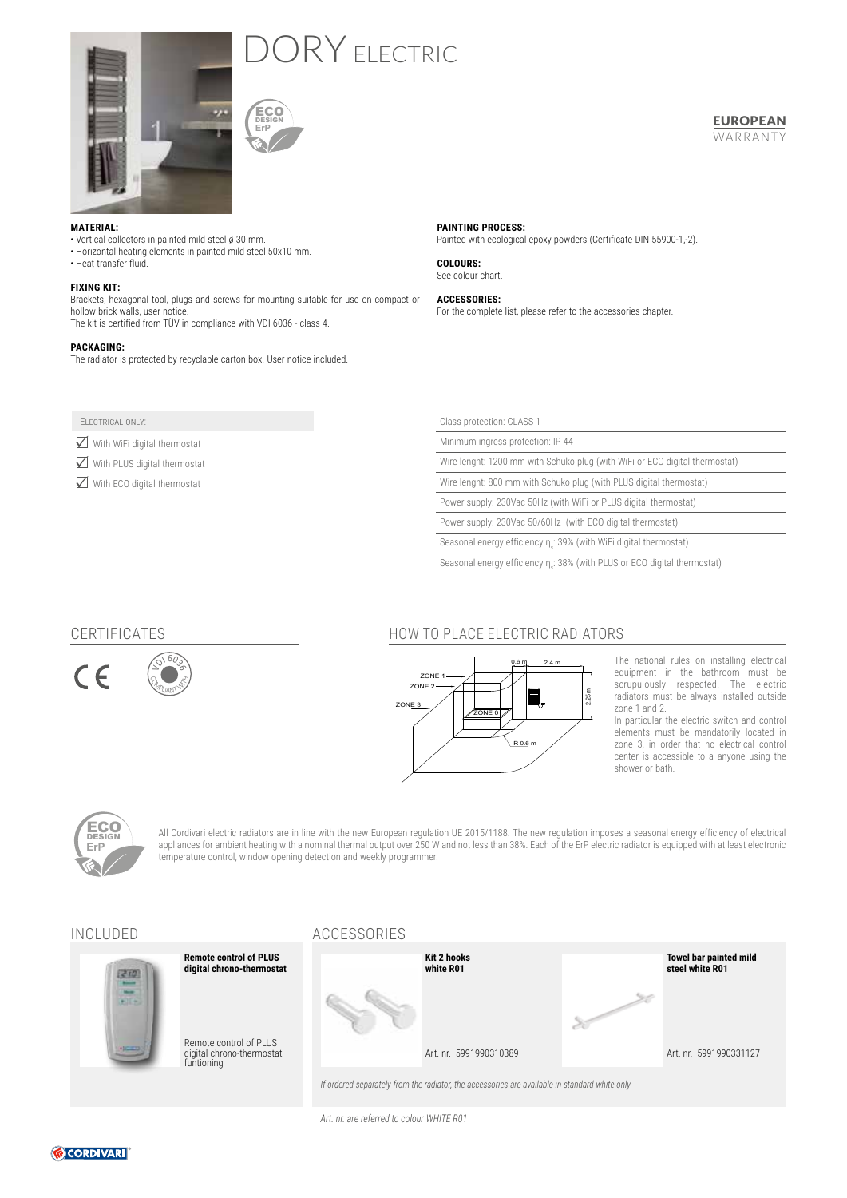# DORY ELECTRIC

**EUROPEAN** WARRANTY

**MATERIAL:**
- Vertical collectors in painted mild steel ø 30 mm.
- Horizontal heating elements in painted mild steel 50x10 mm.
- Heat transfer fluid.

**FIXING KIT:**
Brackets, hexagonal tool, plugs and screws for mounting suitable for use on compact or hollow brick walls, user notice.
The kit is certified from TÜV in compliance with VDI 6036 - class 4.

**PACKAGING:**
The radiator is protected by recyclable carton box. User notice included.

**PAINTING PROCESS:**
Painted with ecological epoxy powders (Certificate DIN 55900-1,-2).

**COLOURS:**
See colour chart.

**ACCESSORIES:**
For the complete list, please refer to the accessories chapter.

ELECTRICAL ONLY:

- ☑ With WiFi digital thermostat
- ☑ With PLUS digital thermostat
- ☑ With ECO digital thermostat

| |
|---|
| Class protection: CLASS 1 |
| Minimum ingress protection: IP 44 |
| Wire lenght: 1200 mm with Schuko plug (with WiFi or ECO digital thermostat) |
| Wire lenght: 800 mm with Schuko plug (with PLUS digital thermostat) |
| Power supply: 230Vac 50Hz (with WiFi or PLUS digital thermostat) |
| Power supply: 230Vac 50/60Hz (with ECO digital thermostat) |
| Seasonal energy efficiency $\eta_s$: 39% (with WiFi digital thermostat) |
| Seasonal energy efficiency $\eta_s$: 38% (with PLUS or ECO digital thermostat) |

## CERTIFICATES

## HOW TO PLACE ELECTRIC RADIATORS

ZONE 1, ZONE 2, ZONE 3, ZONE 0, 0.6 m, 2.4 m, 2.25 m, R 0.6 m

The national rules on installing electrical equipment in the bathroom must be scrupulously respected. The electric radiators must be always installed outside zone 1 and 2.
In particular the electric switch and control elements must be mandatorily located in zone 3, in order that no electrical control center is accessible to a anyone using the shower or bath.

All Cordivari electric radiators are in line with the new European regulation UE 2015/1188. The new regulation imposes a seasonal energy efficiency of electrical appliances for ambient heating with a nominal thermal output over 250 W and not less than 38%. Each of the ErP electric radiator is equipped with at least electronic temperature control, window opening detection and weekly programmer.

## INCLUDED

**Remote control of PLUS digital chrono-thermostat**

Remote control of PLUS digital chrono-thermostat funtioning

## ACCESSORIES

**Kit 2 hooks white R01**

Art. nr. 5991990310389

**Towel bar painted mild steel white R01**

Art. nr. 5991990331127

*If ordered separately from the radiator, the accessories are available in standard white only*

*Art. nr. are referred to colour WHITE R01*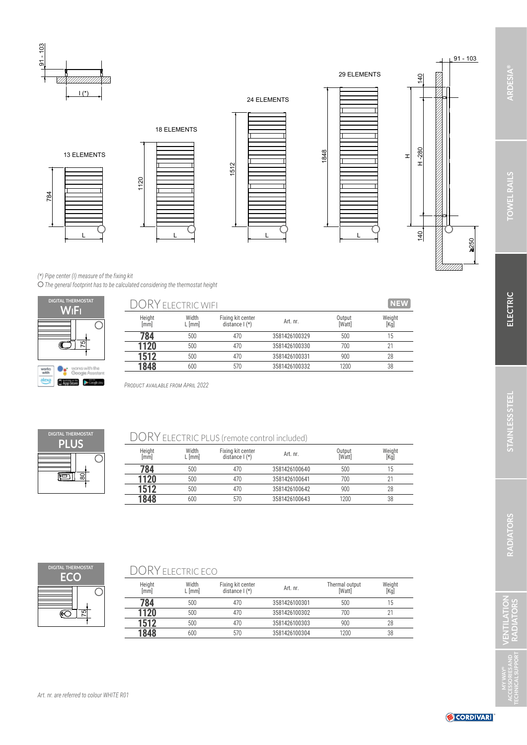13 ELEMENTS

18 ELEMENTS

24 ELEMENTS

29 ELEMENTS

784

1120

1512

1848

L

91 - 103

I (*)

140

H

H -280

140

≥250

(*) *Pipe center (I) measure of the fixing kit*

○ *The general footprint has to be calculated considering the thermostat height*

DIGITAL THERMOSTAT
**WiFi**

75

works with alexa · works with the Google Assistant · App Store · Google play

## DORY ELECTRIC WIFI

**NEW**

| Height [mm] | Width L [mm] | Fixing kit center distance I (*) | Art. nr. | Output [Watt] | Weight [Kg] |
|---|---|---|---|---|---|
| **784** | 500 | 470 | 3581426100329 | 500 | 15 |
| **1120** | 500 | 470 | 3581426100330 | 700 | 21 |
| **1512** | 500 | 470 | 3581426100331 | 900 | 28 |
| **1848** | 600 | 570 | 3581426100332 | 1200 | 38 |

*Product available from April 2022*

DIGITAL THERMOSTAT
**PLUS**

80

## DORY ELECTRIC PLUS (remote control included)

| Height [mm] | Width L [mm] | Fixing kit center distance I (*) | Art. nr. | Output [Watt] | Weight [Kg] |
|---|---|---|---|---|---|
| **784** | 500 | 470 | 3581426100640 | 500 | 15 |
| **1120** | 500 | 470 | 3581426100641 | 700 | 21 |
| **1512** | 500 | 470 | 3581426100642 | 900 | 28 |
| **1848** | 600 | 570 | 3581426100643 | 1200 | 38 |

DIGITAL THERMOSTAT
**ECO**

75

## DORY ELECTRIC ECO

| Height [mm] | Width L [mm] | Fixing kit center distance I (*) | Art. nr. | Thermal output [Watt] | Weight [Kg] |
|---|---|---|---|---|---|
| **784** | 500 | 470 | 3581426100301 | 500 | 15 |
| **1120** | 500 | 470 | 3581426100302 | 700 | 21 |
| **1512** | 500 | 470 | 3581426100303 | 900 | 28 |
| **1848** | 600 | 570 | 3581426100304 | 1200 | 38 |

*Art. nr. are referred to colour WHITE R01*